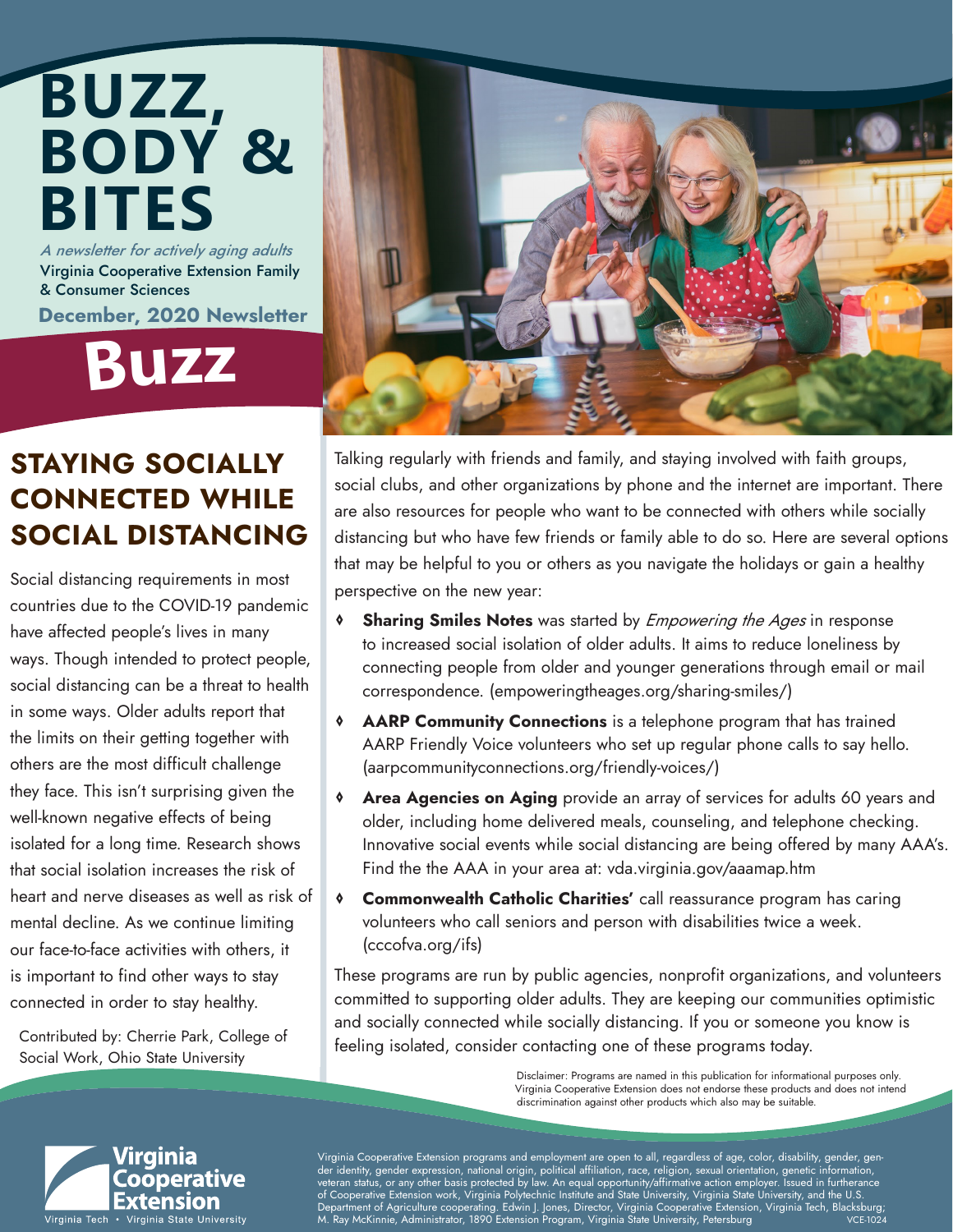# BUZZ, BODY & BITES

*A newsletter for actively aging adults*

Virginia Cooperative Extension Family & Consumer Sciences

**December, 2020 Newsletter**

# Buzz

## STAYING SOCIALLY CONNECTED WHILE SOCIAL DISTANCING

Social distancing requirements in most countries due to the COVID-19 pandemic have affected people's lives in many ways. Though intended to protect people, social distancing can be a threat to health in some ways. Older adults report that the limits on their getting together with others are the most difficult challenge they face. This isn't surprising given the well-known negative effects of being isolated for a long time. Research shows that social isolation increases the risk of heart and nerve diseases as well as risk of mental decline. As we continue limiting our face-to-face activities with others, it is important to find other ways to stay connected in order to stay healthy.

Contributed by: Cherrie Park, College of Social Work, Ohio State University

Talking regularly with friends and family, and staying involved with faith groups, social clubs, and other organizations by phone and the internet are important. There are also resources for people who want to be connected with others while socially distancing but who have few friends or family able to do so. Here are several options that may be helpful to you or others as you navigate the holidays or gain a healthy perspective on the new year:

- **Sharing Smiles Notes** was started by *Empowering the Ages* in response to increased social isolation of older adults. It aims to reduce loneliness by connecting people from older and younger generations through email or mail correspondence. (empoweringtheages.org/sharing-smiles/)
- **AARP Community Connections** is a telephone program that has trained AARP Friendly Voice volunteers who set up regular phone calls to say hello. (aarpcommunityconnections.org/friendly-voices/)
- **Area Agencies on Aging** provide an array of services for adults 60 years and older, including home delivered meals, counseling, and telephone checking. Innovative social events while social distancing are being offered by many AAA's. Find the the AAA in your area at: vda.virginia.gov/aaamap.htm
- **Commonwealth Catholic Charities'** call reassurance program has caring volunteers who call seniors and person with disabilities twice a week. (cccofva.org/ifs)

These programs are run by public agencies, nonprofit organizations, and volunteers committed to supporting older adults. They are keeping our communities optimistic and socially connected while socially distancing. If you or someone you know is feeling isolated, consider contacting one of these programs today.

Disclaimer: Programs are named in this publication for informational purposes only. Virginia Cooperative Extension does not endorse these products and does not intend discrimination against other products which also may be suitable.

Virginia Cooperative Extension
Virginia Tech • Virginia State University

Virginia Cooperative Extension programs and employment are open to all, regardless of age, color, disability, gender, gender identity, gender expression, national origin, political affiliation, race, religion, sexual orientation, genetic information, veteran status, or any other basis protected by law. An equal opportunity/affirmative action employer. Issued in furtherance of Cooperative Extension work, Virginia Polytechnic Institute and State University, Virginia State University, and the U.S. Department of Agriculture cooperating. Edwin J. Jones, Director, Virginia Cooperative Extension, Virginia Tech, Blacksburg; M. Ray McKinnie, Administrator, 1890 Extension Program, Virginia State University, Petersburg VCE-1024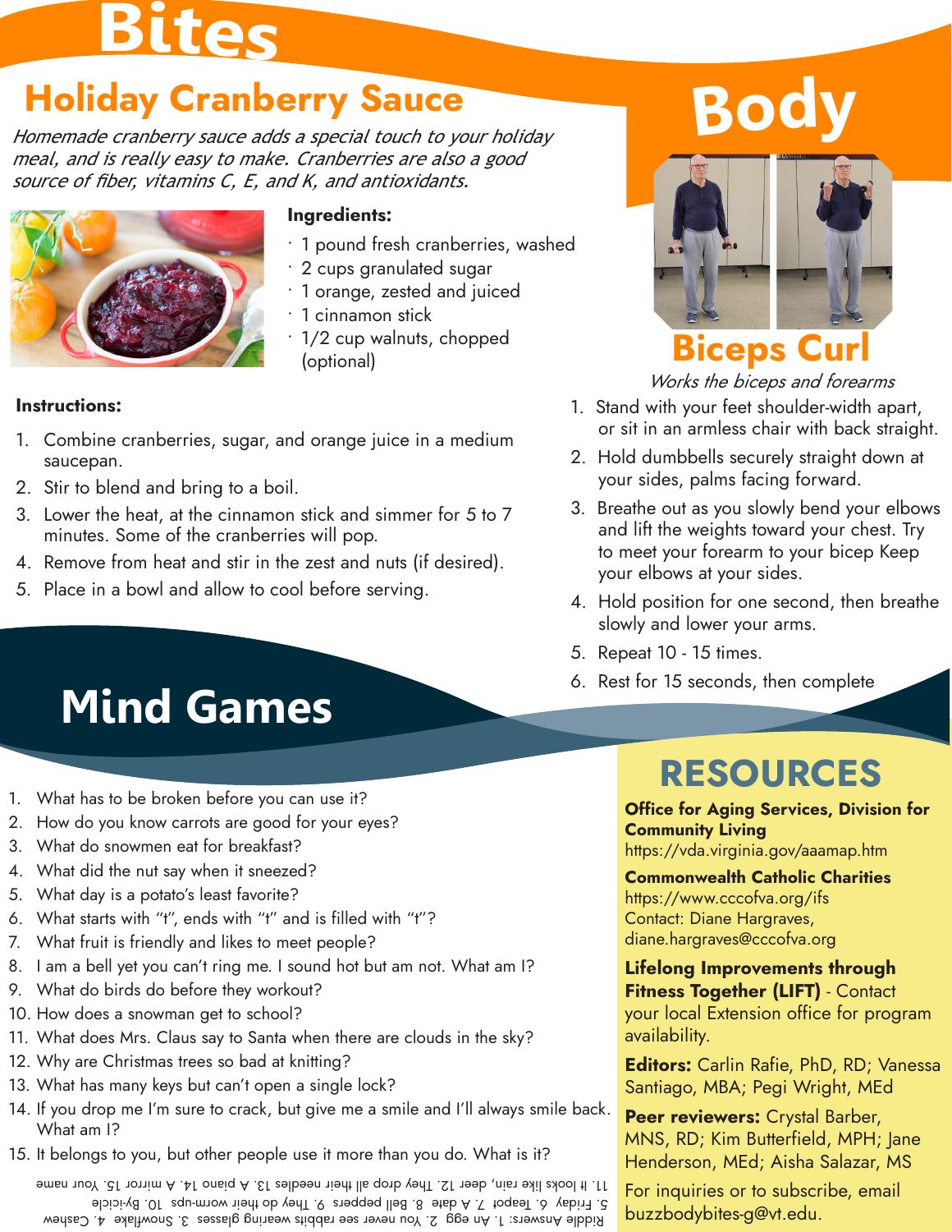# Bites

## Holiday Cranberry Sauce

*Homemade cranberry sauce adds a special touch to your holiday meal, and is really easy to make. Cranberries are also a good source of fiber, vitamins C, E, and K, and antioxidants.*

**Ingredients:**

- 1 pound fresh cranberries, washed
- 2 cups granulated sugar
- 1 orange, zested and juiced
- 1 cinnamon stick
- 1/2 cup walnuts, chopped (optional)

**Instructions:**

1. Combine cranberries, sugar, and orange juice in a medium saucepan.
2. Stir to blend and bring to a boil.
3. Lower the heat, at the cinnamon stick and simmer for 5 to 7 minutes. Some of the cranberries will pop.
4. Remove from heat and stir in the zest and nuts (if desired).
5. Place in a bowl and allow to cool before serving.

# Body

## Biceps Curl

*Works the biceps and forearms*

1. Stand with your feet shoulder-width apart, or sit in an armless chair with back straight.
2. Hold dumbbells securely straight down at your sides, palms facing forward.
3. Breathe out as you slowly bend your elbows and lift the weights toward your chest. Try to meet your forearm to your bicep Keep your elbows at your sides.
4. Hold position for one second, then breathe slowly and lower your arms.
5. Repeat 10 - 15 times.
6. Rest for 15 seconds, then complete

# Mind Games

1. What has to be broken before you can use it?
2. How do you know carrots are good for your eyes?
3. What do snowmen eat for breakfast?
4. What did the nut say when it sneezed?
5. What day is a potato's least favorite?
6. What starts with "t", ends with "t" and is filled with "t"?
7. What fruit is friendly and likes to meet people?
8. I am a bell yet you can't ring me. I sound hot but am not. What am I?
9. What do birds do before they workout?
10. How does a snowman get to school?
11. What does Mrs. Claus say to Santa when there are clouds in the sky?
12. Why are Christmas trees so bad at knitting?
13. What has many keys but can't open a single lock?
14. If you drop me I'm sure to crack, but give me a smile and I'll always smile back. What am I?
15. It belongs to you, but other people use it more than you do. What is it?

Riddle Answers: 1. An egg 2. You never see rabbits wearing glasses 3. Snowflake 4. Cashew 5. Friday 6. Teapot 7. A date 8. Bell peppers 9. They do their worm-ups 10. By-icicle 11. It looks like rain, deer 12. They drop all their needles 13. A piano 14. A mirror 15. Your name

# RESOURCES

**Office for Aging Services, Division for Community Living**
https://vda.virginia.gov/aaamap.htm

**Commonwealth Catholic Charities**
https://www.cccofva.org/ifs
Contact: Diane Hargraves, diane.hargraves@cccofva.org

**Lifelong Improvements through Fitness Together (LIFT)** - Contact your local Extension office for program availability.

**Editors:** Carlin Rafie, PhD, RD; Vanessa Santiago, MBA; Pegi Wright, MEd

**Peer reviewers:** Crystal Barber, MNS, RD; Kim Butterfield, MPH; Jane Henderson, MEd; Aisha Salazar, MS

For inquiries or to subscribe, email buzzbodybites-g@vt.edu.